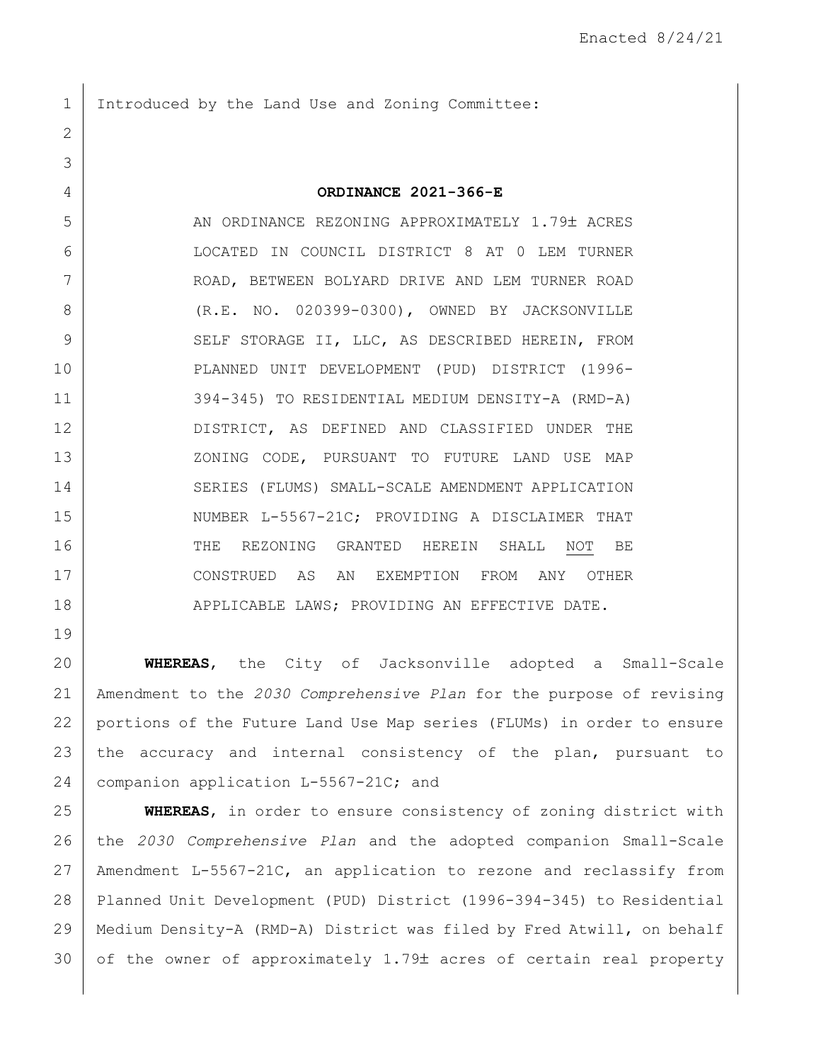Enacted 8/24/21

Introduced by the Land Use and Zoning Committee:

**ORDINANCE 2021-366-E**

AN ORDINANCE REZONING APPROXIMATELY 1.79± ACRES LOCATED IN COUNCIL DISTRICT 8 AT 0 LEM TURNER ROAD, BETWEEN BOLYARD DRIVE AND LEM TURNER ROAD (R.E. NO. 020399-0300), OWNED BY JACKSONVILLE SELF STORAGE II, LLC, AS DESCRIBED HEREIN, FROM PLANNED UNIT DEVELOPMENT (PUD) DISTRICT (1996-394-345) TO RESIDENTIAL MEDIUM DENSITY-A (RMD-A) DISTRICT, AS DEFINED AND CLASSIFIED UNDER THE ZONING CODE, PURSUANT TO FUTURE LAND USE MAP SERIES (FLUMS) SMALL-SCALE AMENDMENT APPLICATION NUMBER L-5567-21C; PROVIDING A DISCLAIMER THAT THE REZONING GRANTED HEREIN SHALL NOT BE CONSTRUED AS AN EXEMPTION FROM ANY OTHER APPLICABLE LAWS; PROVIDING AN EFFECTIVE DATE.

**WHEREAS**, the City of Jacksonville adopted a Small-Scale Amendment to the *2030 Comprehensive Plan* for the purpose of revising portions of the Future Land Use Map series (FLUMs) in order to ensure the accuracy and internal consistency of the plan, pursuant to companion application L-5567-21C; and

**WHEREAS**, in order to ensure consistency of zoning district with the *2030 Comprehensive Plan* and the adopted companion Small-Scale Amendment L-5567-21C, an application to rezone and reclassify from Planned Unit Development (PUD) District (1996-394-345) to Residential Medium Density-A (RMD-A) District was filed by Fred Atwill, on behalf of the owner of approximately 1.79± acres of certain real property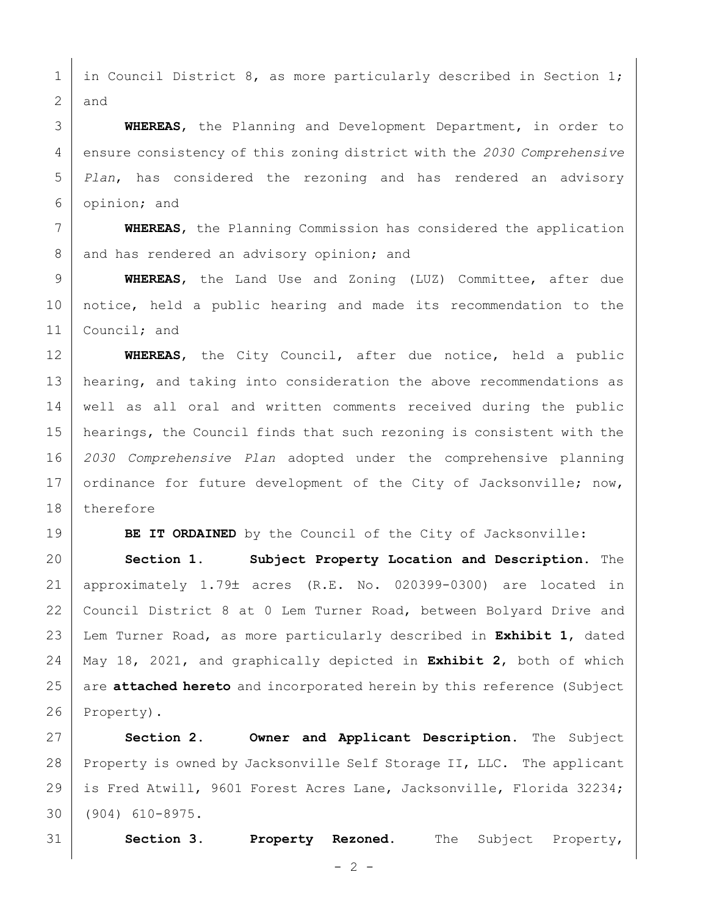in Council District 8, as more particularly described in Section 1; and

**WHEREAS**, the Planning and Development Department, in order to ensure consistency of this zoning district with the *2030 Comprehensive Plan*, has considered the rezoning and has rendered an advisory opinion; and

**WHEREAS**, the Planning Commission has considered the application and has rendered an advisory opinion; and

**WHEREAS**, the Land Use and Zoning (LUZ) Committee, after due notice, held a public hearing and made its recommendation to the Council; and

**WHEREAS**, the City Council, after due notice, held a public hearing, and taking into consideration the above recommendations as well as all oral and written comments received during the public hearings, the Council finds that such rezoning is consistent with the *2030 Comprehensive Plan* adopted under the comprehensive planning ordinance for future development of the City of Jacksonville; now, therefore

**BE IT ORDAINED** by the Council of the City of Jacksonville:

**Section 1. Subject Property Location and Description.** The approximately 1.79± acres (R.E. No. 020399-0300) are located in Council District 8 at 0 Lem Turner Road, between Bolyard Drive and Lem Turner Road, as more particularly described in **Exhibit 1**, dated May 18, 2021, and graphically depicted in **Exhibit 2**, both of which are **attached hereto** and incorporated herein by this reference (Subject Property).

**Section 2. Owner and Applicant Description.** The Subject Property is owned by Jacksonville Self Storage II, LLC. The applicant is Fred Atwill, 9601 Forest Acres Lane, Jacksonville, Florida 32234; (904) 610-8975.

**Section 3. Property Rezoned.** The Subject Property,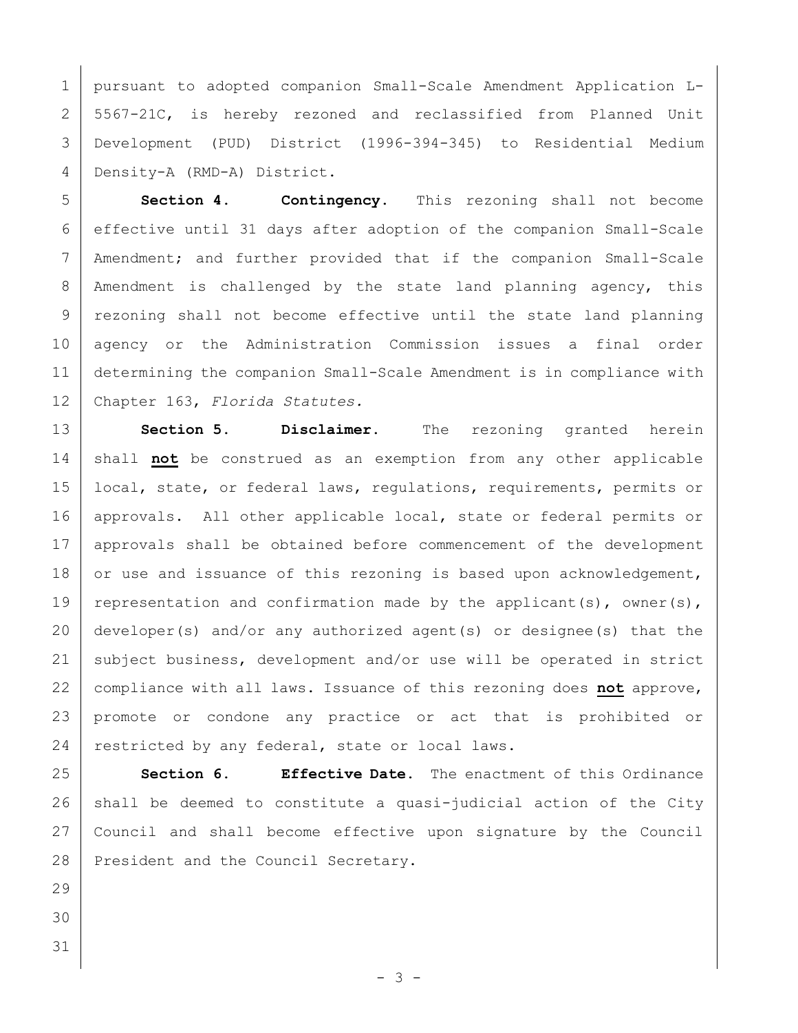pursuant to adopted companion Small-Scale Amendment Application L-5567-21C, is hereby rezoned and reclassified from Planned Unit Development (PUD) District (1996-394-345) to Residential Medium Density-A (RMD-A) District.

**Section 4. Contingency.** This rezoning shall not become effective until 31 days after adoption of the companion Small-Scale Amendment; and further provided that if the companion Small-Scale Amendment is challenged by the state land planning agency, this rezoning shall not become effective until the state land planning agency or the Administration Commission issues a final order determining the companion Small-Scale Amendment is in compliance with Chapter 163, *Florida Statutes.*

**Section 5. Disclaimer.** The rezoning granted herein shall **not** be construed as an exemption from any other applicable local, state, or federal laws, regulations, requirements, permits or approvals. All other applicable local, state or federal permits or approvals shall be obtained before commencement of the development or use and issuance of this rezoning is based upon acknowledgement, representation and confirmation made by the applicant(s), owner(s), developer(s) and/or any authorized agent(s) or designee(s) that the subject business, development and/or use will be operated in strict compliance with all laws. Issuance of this rezoning does **not** approve, promote or condone any practice or act that is prohibited or restricted by any federal, state or local laws.

**Section 6. Effective Date.** The enactment of this Ordinance shall be deemed to constitute a quasi-judicial action of the City Council and shall become effective upon signature by the Council President and the Council Secretary.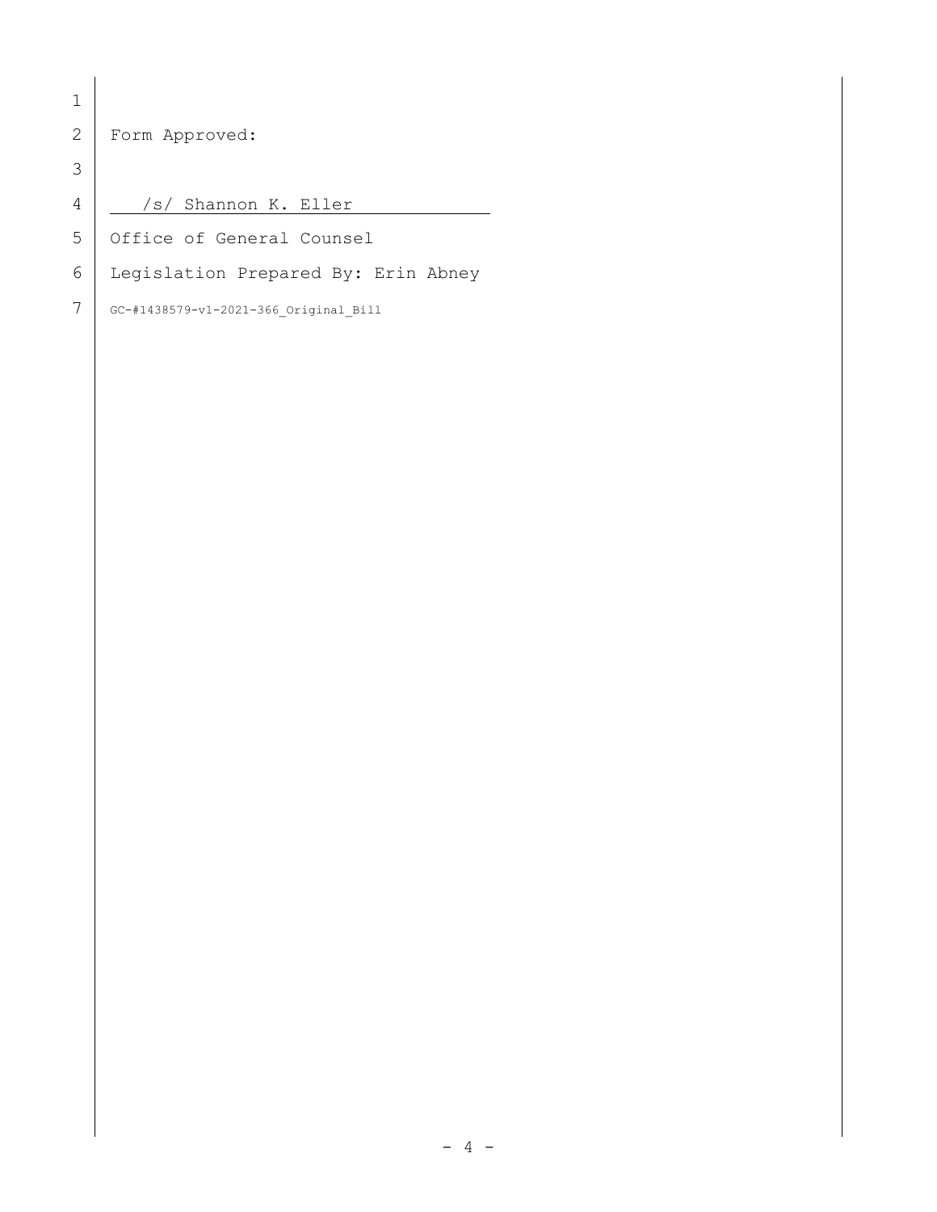Form Approved:

/s/ Shannon K. Eller

Office of General Counsel

Legislation Prepared By: Erin Abney

GC-#1438579-v1-2021-366_Original_Bill